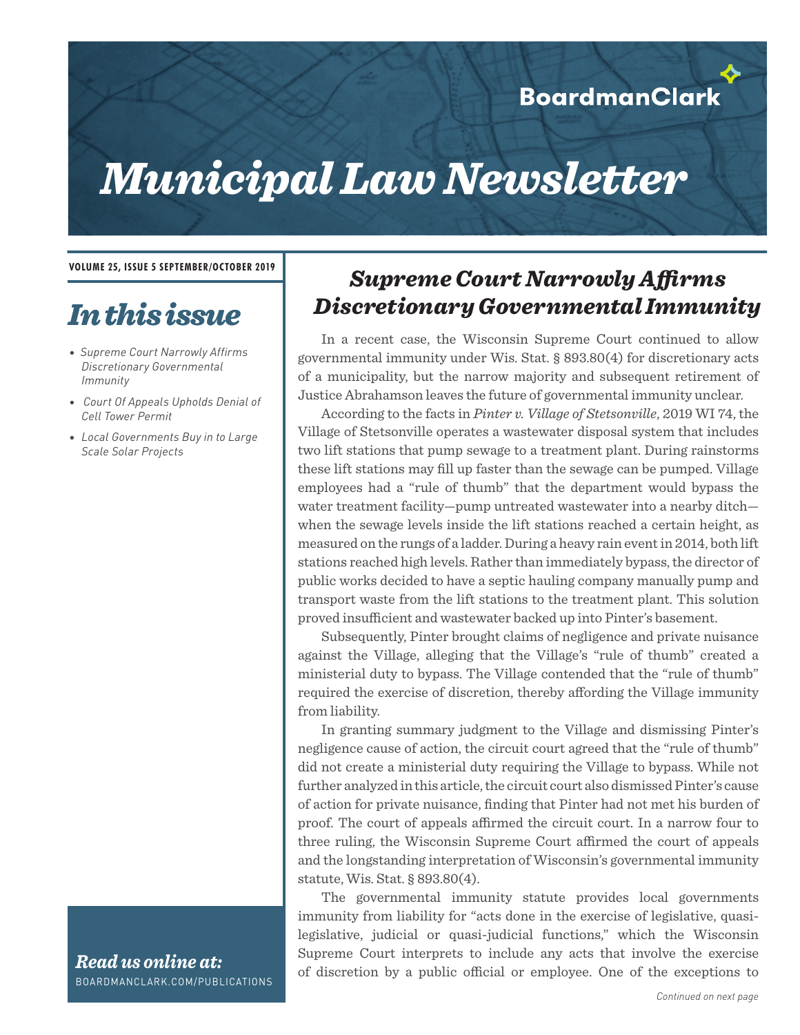BoardmanClark

# *Municipal Law Newsletter*

**VOLUME 25, ISSUE 5 SEPTEMBER/OCTOBER 2019**

## *In this issue*

- *Supreme Court Narrowly Affirms Discretionary Governmental Immunity*
- *Court Of Appeals Upholds Denial of Cell Tower Permit*
- *Local Governments Buy in to Large Scale Solar Projects*

***Read us online at:***
BOARDMANCLARK.COM/PUBLICATIONS

## *Supreme Court Narrowly Affirms Discretionary Governmental Immunity*

In a recent case, the Wisconsin Supreme Court continued to allow governmental immunity under Wis. Stat. § 893.80(4) for discretionary acts of a municipality, but the narrow majority and subsequent retirement of Justice Abrahamson leaves the future of governmental immunity unclear.

According to the facts in *Pinter v. Village of Stetsonville*, 2019 WI 74, the Village of Stetsonville operates a wastewater disposal system that includes two lift stations that pump sewage to a treatment plant. During rainstorms these lift stations may fill up faster than the sewage can be pumped. Village employees had a "rule of thumb" that the department would bypass the water treatment facility—pump untreated wastewater into a nearby ditch—when the sewage levels inside the lift stations reached a certain height, as measured on the rungs of a ladder. During a heavy rain event in 2014, both lift stations reached high levels. Rather than immediately bypass, the director of public works decided to have a septic hauling company manually pump and transport waste from the lift stations to the treatment plant. This solution proved insufficient and wastewater backed up into Pinter's basement.

Subsequently, Pinter brought claims of negligence and private nuisance against the Village, alleging that the Village's "rule of thumb" created a ministerial duty to bypass. The Village contended that the "rule of thumb" required the exercise of discretion, thereby affording the Village immunity from liability.

In granting summary judgment to the Village and dismissing Pinter's negligence cause of action, the circuit court agreed that the "rule of thumb" did not create a ministerial duty requiring the Village to bypass. While not further analyzed in this article, the circuit court also dismissed Pinter's cause of action for private nuisance, finding that Pinter had not met his burden of proof. The court of appeals affirmed the circuit court. In a narrow four to three ruling, the Wisconsin Supreme Court affirmed the court of appeals and the longstanding interpretation of Wisconsin's governmental immunity statute, Wis. Stat. § 893.80(4).

The governmental immunity statute provides local governments immunity from liability for "acts done in the exercise of legislative, quasi-legislative, judicial or quasi-judicial functions," which the Wisconsin Supreme Court interprets to include any acts that involve the exercise of discretion by a public official or employee. One of the exceptions to

*Continued on next page*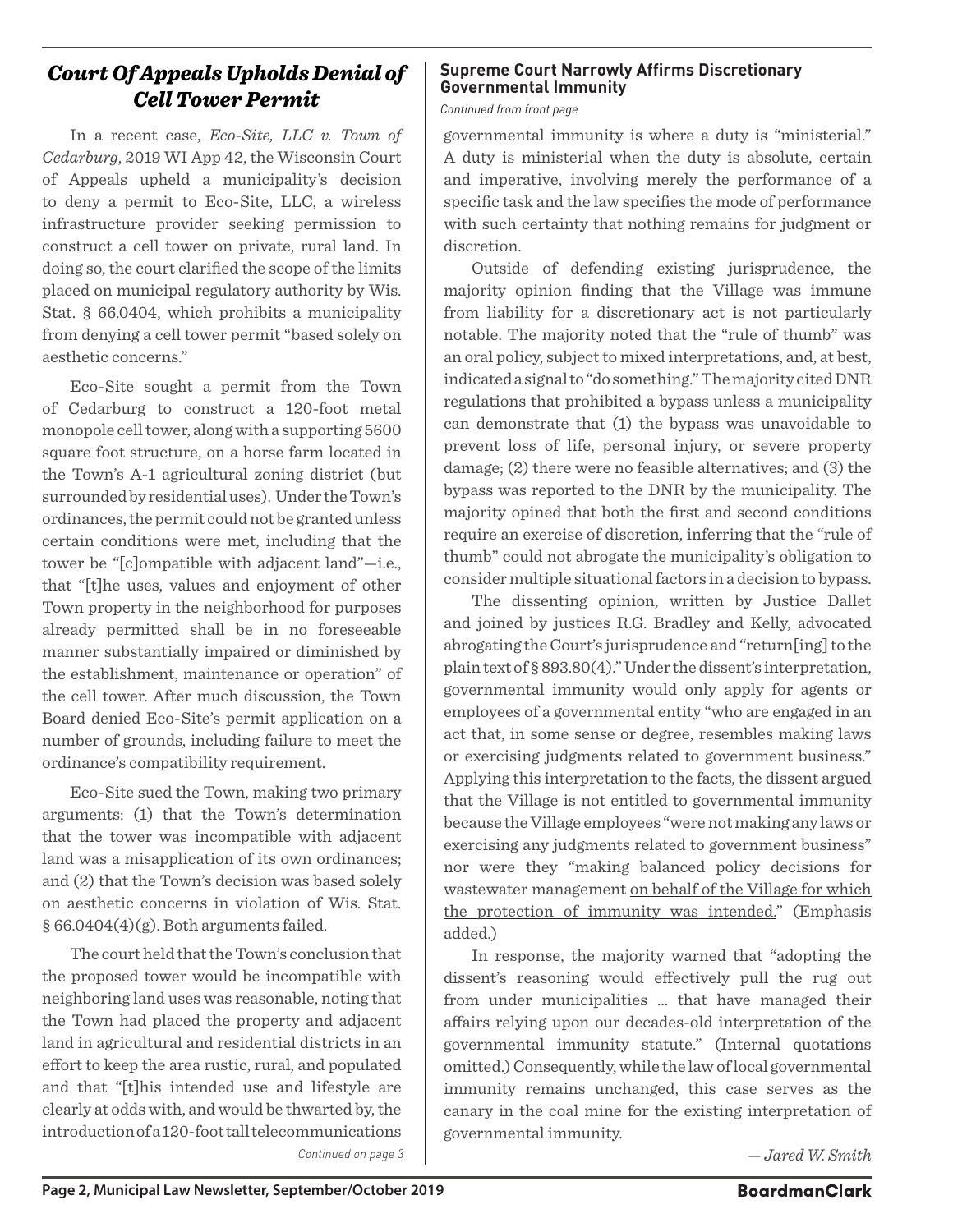## *Court Of Appeals Upholds Denial of Cell Tower Permit*

In a recent case, *Eco-Site, LLC v. Town of Cedarburg*, 2019 WI App 42, the Wisconsin Court of Appeals upheld a municipality's decision to deny a permit to Eco-Site, LLC, a wireless infrastructure provider seeking permission to construct a cell tower on private, rural land. In doing so, the court clarified the scope of the limits placed on municipal regulatory authority by Wis. Stat. § 66.0404, which prohibits a municipality from denying a cell tower permit "based solely on aesthetic concerns."

Eco-Site sought a permit from the Town of Cedarburg to construct a 120-foot metal monopole cell tower, along with a supporting 5600 square foot structure, on a horse farm located in the Town's A-1 agricultural zoning district (but surrounded by residential uses). Under the Town's ordinances, the permit could not be granted unless certain conditions were met, including that the tower be "[c]ompatible with adjacent land"—i.e., that "[t]he uses, values and enjoyment of other Town property in the neighborhood for purposes already permitted shall be in no foreseeable manner substantially impaired or diminished by the establishment, maintenance or operation" of the cell tower. After much discussion, the Town Board denied Eco-Site's permit application on a number of grounds, including failure to meet the ordinance's compatibility requirement.

Eco-Site sued the Town, making two primary arguments: (1) that the Town's determination that the tower was incompatible with adjacent land was a misapplication of its own ordinances; and (2) that the Town's decision was based solely on aesthetic concerns in violation of Wis. Stat. § 66.0404(4)(g). Both arguments failed.

The court held that the Town's conclusion that the proposed tower would be incompatible with neighboring land uses was reasonable, noting that the Town had placed the property and adjacent land in agricultural and residential districts in an effort to keep the area rustic, rural, and populated and that "[t]his intended use and lifestyle are clearly at odds with, and would be thwarted by, the introduction of a 120-foot tall telecommunications

*Continued on page 3*

### Supreme Court Narrowly Affirms Discretionary Governmental Immunity

*Continued from front page*

governmental immunity is where a duty is "ministerial." A duty is ministerial when the duty is absolute, certain and imperative, involving merely the performance of a specific task and the law specifies the mode of performance with such certainty that nothing remains for judgment or discretion.

Outside of defending existing jurisprudence, the majority opinion finding that the Village was immune from liability for a discretionary act is not particularly notable. The majority noted that the "rule of thumb" was an oral policy, subject to mixed interpretations, and, at best, indicated a signal to "do something." The majority cited DNR regulations that prohibited a bypass unless a municipality can demonstrate that (1) the bypass was unavoidable to prevent loss of life, personal injury, or severe property damage; (2) there were no feasible alternatives; and (3) the bypass was reported to the DNR by the municipality. The majority opined that both the first and second conditions require an exercise of discretion, inferring that the "rule of thumb" could not abrogate the municipality's obligation to consider multiple situational factors in a decision to bypass.

The dissenting opinion, written by Justice Dallet and joined by justices R.G. Bradley and Kelly, advocated abrogating the Court's jurisprudence and "return[ing] to the plain text of § 893.80(4)." Under the dissent's interpretation, governmental immunity would only apply for agents or employees of a governmental entity "who are engaged in an act that, in some sense or degree, resembles making laws or exercising judgments related to government business." Applying this interpretation to the facts, the dissent argued that the Village is not entitled to governmental immunity because the Village employees "were not making any laws or exercising any judgments related to government business" nor were they "making balanced policy decisions for wastewater management <u>on behalf of the Village for which the protection of immunity was intended.</u>" (Emphasis added.)

In response, the majority warned that "adopting the dissent's reasoning would effectively pull the rug out from under municipalities ... that have managed their affairs relying upon our decades-old interpretation of the governmental immunity statute." (Internal quotations omitted.) Consequently, while the law of local governmental immunity remains unchanged, this case serves as the canary in the coal mine for the existing interpretation of governmental immunity.

*— Jared W. Smith*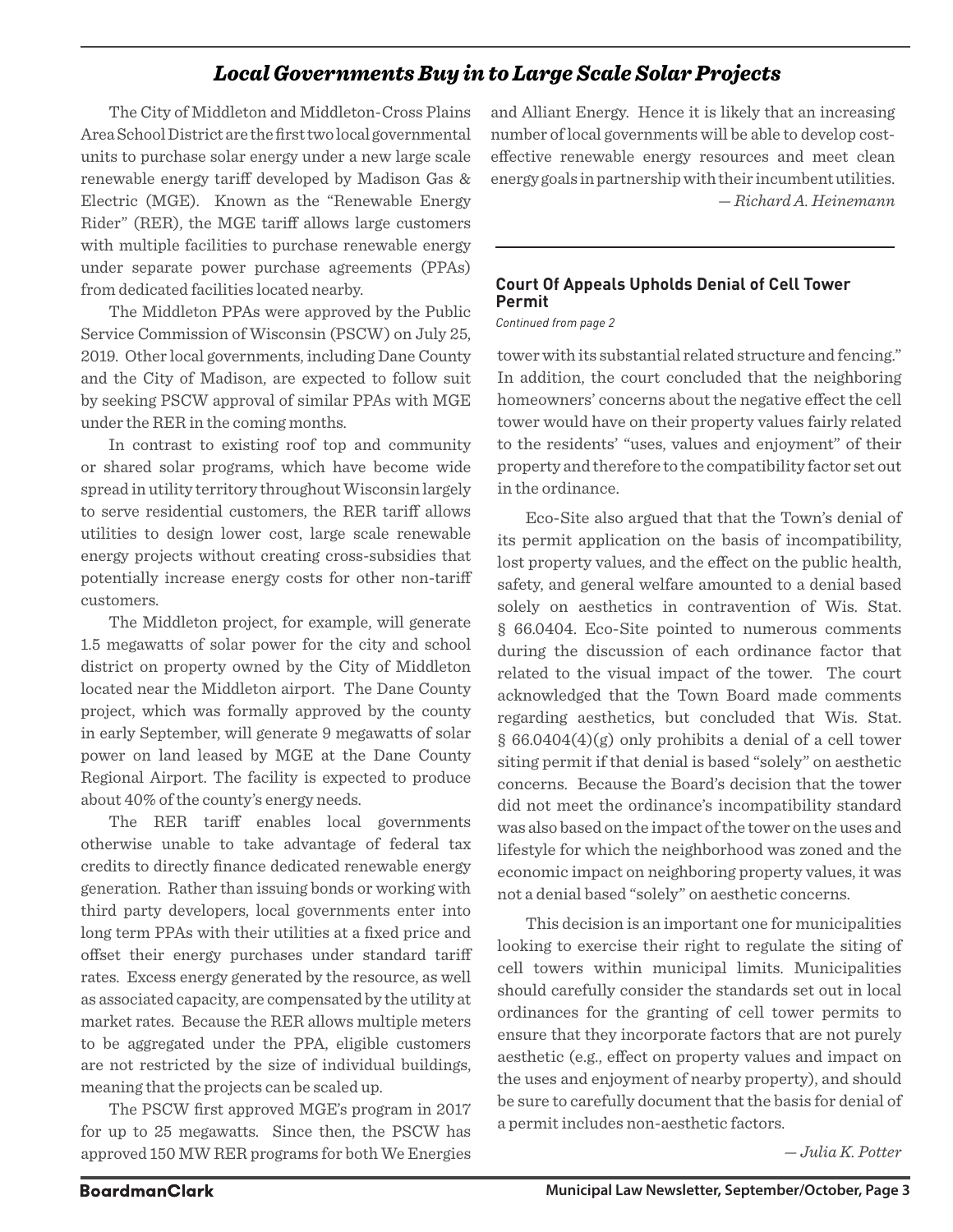# *Local Governments Buy in to Large Scale Solar Projects*

The City of Middleton and Middleton-Cross Plains Area School District are the first two local governmental units to purchase solar energy under a new large scale renewable energy tariff developed by Madison Gas & Electric (MGE). Known as the "Renewable Energy Rider" (RER), the MGE tariff allows large customers with multiple facilities to purchase renewable energy under separate power purchase agreements (PPAs) from dedicated facilities located nearby.

The Middleton PPAs were approved by the Public Service Commission of Wisconsin (PSCW) on July 25, 2019. Other local governments, including Dane County and the City of Madison, are expected to follow suit by seeking PSCW approval of similar PPAs with MGE under the RER in the coming months.

In contrast to existing roof top and community or shared solar programs, which have become wide spread in utility territory throughout Wisconsin largely to serve residential customers, the RER tariff allows utilities to design lower cost, large scale renewable energy projects without creating cross-subsidies that potentially increase energy costs for other non-tariff customers.

The Middleton project, for example, will generate 1.5 megawatts of solar power for the city and school district on property owned by the City of Middleton located near the Middleton airport. The Dane County project, which was formally approved by the county in early September, will generate 9 megawatts of solar power on land leased by MGE at the Dane County Regional Airport. The facility is expected to produce about 40% of the county's energy needs.

The RER tariff enables local governments otherwise unable to take advantage of federal tax credits to directly finance dedicated renewable energy generation. Rather than issuing bonds or working with third party developers, local governments enter into long term PPAs with their utilities at a fixed price and offset their energy purchases under standard tariff rates. Excess energy generated by the resource, as well as associated capacity, are compensated by the utility at market rates. Because the RER allows multiple meters to be aggregated under the PPA, eligible customers are not restricted by the size of individual buildings, meaning that the projects can be scaled up.

The PSCW first approved MGE's program in 2017 for up to 25 megawatts. Since then, the PSCW has approved 150 MW RER programs for both We Energies and Alliant Energy. Hence it is likely that an increasing number of local governments will be able to develop cost-effective renewable energy resources and meet clean energy goals in partnership with their incumbent utilities.

*— Richard A. Heinemann*

---

### Court Of Appeals Upholds Denial of Cell Tower Permit

*Continued from page 2*

tower with its substantial related structure and fencing." In addition, the court concluded that the neighboring homeowners' concerns about the negative effect the cell tower would have on their property values fairly related to the residents' "uses, values and enjoyment" of their property and therefore to the compatibility factor set out in the ordinance.

Eco-Site also argued that that the Town's denial of its permit application on the basis of incompatibility, lost property values, and the effect on the public health, safety, and general welfare amounted to a denial based solely on aesthetics in contravention of Wis. Stat. § 66.0404. Eco-Site pointed to numerous comments during the discussion of each ordinance factor that related to the visual impact of the tower. The court acknowledged that the Town Board made comments regarding aesthetics, but concluded that Wis. Stat. § 66.0404(4)(g) only prohibits a denial of a cell tower siting permit if that denial is based "solely" on aesthetic concerns. Because the Board's decision that the tower did not meet the ordinance's incompatibility standard was also based on the impact of the tower on the uses and lifestyle for which the neighborhood was zoned and the economic impact on neighboring property values, it was not a denial based "solely" on aesthetic concerns.

This decision is an important one for municipalities looking to exercise their right to regulate the siting of cell towers within municipal limits. Municipalities should carefully consider the standards set out in local ordinances for the granting of cell tower permits to ensure that they incorporate factors that are not purely aesthetic (e.g., effect on property values and impact on the uses and enjoyment of nearby property), and should be sure to carefully document that the basis for denial of a permit includes non-aesthetic factors.

*— Julia K. Potter*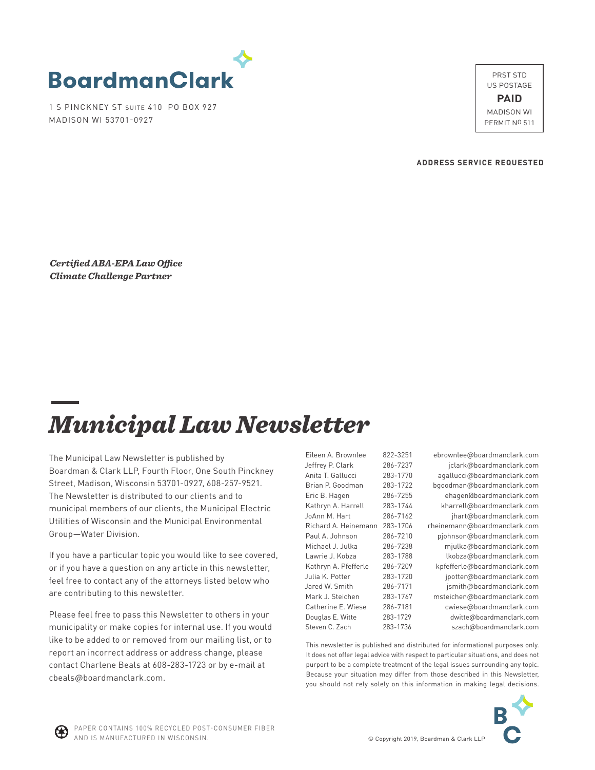BoardmanClark

1 S PINCKNEY ST SUITE 410 PO BOX 927
MADISON WI 53701-0927

PRST STD
US POSTAGE
**PAID**
MADISON WI
PERMIT NO 511

**ADDRESS SERVICE REQUESTED**

***Certified ABA-EPA Law Office***
***Climate Challenge Partner***

# *Municipal Law Newsletter*

The Municipal Law Newsletter is published by Boardman & Clark LLP, Fourth Floor, One South Pinckney Street, Madison, Wisconsin 53701-0927, 608-257-9521. The Newsletter is distributed to our clients and to municipal members of our clients, the Municipal Electric Utilities of Wisconsin and the Municipal Environmental Group—Water Division.

If you have a particular topic you would like to see covered, or if you have a question on any article in this newsletter, feel free to contact any of the attorneys listed below who are contributing to this newsletter.

Please feel free to pass this Newsletter to others in your municipality or make copies for internal use. If you would like to be added to or removed from our mailing list, or to report an incorrect address or address change, please contact Charlene Beals at 608-283-1723 or by e-mail at cbeals@boardmanclark.com.

| | | |
|---|---|---|
| Eileen A. Brownlee | 822-3251 | ebrownlee@boardmanclark.com |
| Jeffrey P. Clark | 286-7237 | jclark@boardmanclark.com |
| Anita T. Gallucci | 283-1770 | agallucci@boardmanclark.com |
| Brian P. Goodman | 283-1722 | bgoodman@boardmanclark.com |
| Eric B. Hagen | 286-7255 | ehagen@boardmanclark.com |
| Kathryn A. Harrell | 283-1744 | kharrell@boardmanclark.com |
| JoAnn M. Hart | 286-7162 | jhart@boardmanclark.com |
| Richard A. Heinemann | 283-1706 | rheinemann@boardmanclark.com |
| Paul A. Johnson | 286-7210 | pjohnson@boardmanclark.com |
| Michael J. Julka | 286-7238 | mjulka@boardmanclark.com |
| Lawrie J. Kobza | 283-1788 | lkobza@boardmanclark.com |
| Kathryn A. Pfefferle | 286-7209 | kpfefferle@boardmanclark.com |
| Julia K. Potter | 283-1720 | jpotter@boardmanclark.com |
| Jared W. Smith | 286-7171 | jsmith@boardmanclark.com |
| Mark J. Steichen | 283-1767 | msteichen@boardmanclark.com |
| Catherine E. Wiese | 286-7181 | cwiese@boardmanclark.com |
| Douglas E. Witte | 283-1729 | dwitte@boardmanclark.com |
| Steven C. Zach | 283-1736 | szach@boardmanclark.com |

This newsletter is published and distributed for informational purposes only. It does not offer legal advice with respect to particular situations, and does not purport to be a complete treatment of the legal issues surrounding any topic. Because your situation may differ from those described in this Newsletter, you should not rely solely on this information in making legal decisions.

PAPER CONTAINS 100% RECYCLED POST-CONSUMER FIBER AND IS MANUFACTURED IN WISCONSIN.

© Copyright 2019, Boardman & Clark LLP